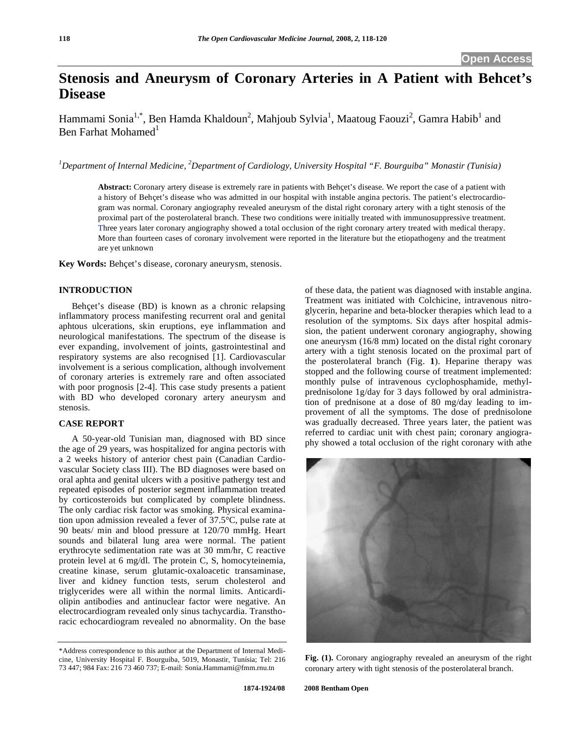# Stenosis and Aneurysm of Coronary Arteries in A Patient with Behcet's Disease

Hammami Sonia[1,*], Ben Hamda Khaldoun[2], Mahjoub Sylvia[1], Maatoug Faouzi[2], Gamra Habib[1] and Ben Farhat Mohamed[1]

[1]*Department of Internal Medicine,* [2]*Department of Cardiology, University Hospital "F. Bourguiba" Monastir (Tunisia)*

**Abstract:** Coronary artery disease is extremely rare in patients with Behçet's disease. We report the case of a patient with a history of Behçet's disease who was admitted in our hospital with instable angina pectoris. The patient's electrocardiogram was normal. Coronary angiography revealed aneurysm of the distal right coronary artery with a tight stenosis of the proximal part of the posterolateral branch. These two conditions were initially treated with immunosuppressive treatment. Three years later coronary angiography showed a total occlusion of the right coronary artery treated with medical therapy. More than fourteen cases of coronary involvement were reported in the literature but the etiopathogeny and the treatment are yet unknown

**Key Words:** Behçet's disease, coronary aneurysm, stenosis.

## INTRODUCTION

Behçet's disease (BD) is known as a chronic relapsing inflammatory process manifesting recurrent oral and genital aphtous ulcerations, skin eruptions, eye inflammation and neurological manifestations. The spectrum of the disease is ever expanding, involvement of joints, gastrointestinal and respiratory systems are also recognised [1]. Cardiovascular involvement is a serious complication, although involvement of coronary arteries is extremely rare and often associated with poor prognosis [2-4]. This case study presents a patient with BD who developed coronary artery aneurysm and stenosis.

## CASE REPORT

A 50-year-old Tunisian man, diagnosed with BD since the age of 29 years, was hospitalized for angina pectoris with a 2 weeks history of anterior chest pain (Canadian Cardiovascular Society class III). The BD diagnoses were based on oral aphta and genital ulcers with a positive pathergy test and repeated episodes of posterior segment inflammation treated by corticosteroids but complicated by complete blindness. The only cardiac risk factor was smoking. Physical examination upon admission revealed a fever of 37.5°C, pulse rate at 90 beats/ min and blood pressure at 120/70 mmHg. Heart sounds and bilateral lung area were normal. The patient erythrocyte sedimentation rate was at 30 mm/hr, C reactive protein level at 6 mg/dl. The protein C, S, homocyteinemia, creatine kinase, serum glutamic-oxaloacetic transaminase, liver and kidney function tests, serum cholesterol and triglycerides were all within the normal limits. Anticardiolipin antibodies and antinuclear factor were negative. An electrocardiogram revealed only sinus tachycardia. Transthoracic echocardiogram revealed no abnormality. On the base of these data, the patient was diagnosed with instable angina. Treatment was initiated with Colchicine, intravenous nitroglycerin, heparine and beta-blocker therapies which lead to a resolution of the symptoms. Six days after hospital admission, the patient underwent coronary angiography, showing one aneurysm (16/8 mm) located on the distal right coronary artery with a tight stenosis located on the proximal part of the posterolateral branch (Fig. **1**). Heparine therapy was stopped and the following course of treatment implemented: monthly pulse of intravenous cyclophosphamide, methylprednisolone 1g/day for 3 days followed by oral administration of prednisone at a dose of 80 mg/day leading to improvement of all the symptoms. The dose of prednisolone was gradually decreased. Three years later, the patient was referred to cardiac unit with chest pain; coronary angiography showed a total occlusion of the right coronary with athe

**Fig. (1).** Coronary angiography revealed an aneurysm of the right coronary artery with tight stenosis of the posterolateral branch.

*Address correspondence to this author at the Department of Internal Medicine, University Hospital F. Bourguiba, 5019, Monastir, Tunísia; Tel: 216 73 447; 984 Fax: 216 73 460 737; E-mail: Sonia.Hammami@fmm.rnu.tn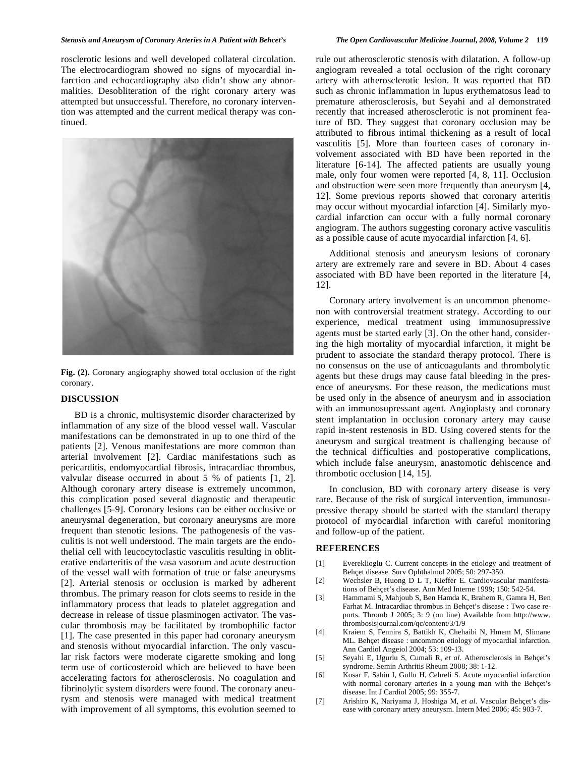rosclerotic lesions and well developed collateral circulation. The electrocardiogram showed no signs of myocardial infarction and echocardiography also didn't show any abnormalities. Desobliteration of the right coronary artery was attempted but unsuccessful. Therefore, no coronary intervention was attempted and the current medical therapy was continued.

**Fig. (2).** Coronary angiography showed total occlusion of the right coronary.

## DISCUSSION

BD is a chronic, multisystemic disorder characterized by inflammation of any size of the blood vessel wall. Vascular manifestations can be demonstrated in up to one third of the patients [2]. Venous manifestations are more common than arterial involvement [2]. Cardiac manifestations such as pericarditis, endomyocardial fibrosis, intracardiac thrombus, valvular disease occurred in about 5 % of patients [1, 2]. Although coronary artery disease is extremely uncommon, this complication posed several diagnostic and therapeutic challenges [5-9]. Coronary lesions can be either occlusive or aneurysmal degeneration, but coronary aneurysms are more frequent than stenotic lesions. The pathogenesis of the vasculitis is not well understood. The main targets are the endothelial cell with leucocytoclastic vasculitis resulting in obliterative endarteritis of the vasa vasorum and acute destruction of the vessel wall with formation of true or false aneurysms [2]. Arterial stenosis or occlusion is marked by adherent thrombus. The primary reason for clots seems to reside in the inflammatory process that leads to platelet aggregation and decrease in release of tissue plasminogen activator. The vascular thrombosis may be facilitated by trombophilic factor [1]. The case presented in this paper had coronary aneurysm and stenosis without myocardial infarction. The only vascular risk factors were moderate cigarette smoking and long term use of corticosteroid which are believed to have been accelerating factors for atherosclerosis. No coagulation and fibrinolytic system disorders were found. The coronary aneurysm and stenosis were managed with medical treatment with improvement of all symptoms, this evolution seemed to rule out atherosclerotic stenosis with dilatation. A follow-up angiogram revealed a total occlusion of the right coronary artery with atherosclerotic lesion. It was reported that BD such as chronic inflammation in lupus erythematosus lead to premature atherosclerosis, but Seyahi and al demonstrated recently that increased atherosclerotic is not prominent feature of BD. They suggest that coronary occlusion may be attributed to fibrous intimal thickening as a result of local vasculitis [5]. More than fourteen cases of coronary involvement associated with BD have been reported in the literature [6-14]. The affected patients are usually young male, only four women were reported [4, 8, 11]. Occlusion and obstruction were seen more frequently than aneurysm [4, 12]. Some previous reports showed that coronary arteritis may occur without myocardial infarction [4]. Similarly myocardial infarction can occur with a fully normal coronary angiogram. The authors suggesting coronary active vasculitis as a possible cause of acute myocardial infarction [4, 6].

Additional stenosis and aneurysm lesions of coronary artery are extremely rare and severe in BD. About 4 cases associated with BD have been reported in the literature [4, 12].

Coronary artery involvement is an uncommon phenomenon with controversial treatment strategy. According to our experience, medical treatment using immunosupressive agents must be started early [3]. On the other hand, considering the high mortality of myocardial infarction, it might be prudent to associate the standard therapy protocol. There is no consensus on the use of anticoagulants and thrombolytic agents but these drugs may cause fatal bleeding in the presence of aneurysms. For these reason, the medications must be used only in the absence of aneurysm and in association with an immunosupressant agent. Angioplasty and coronary stent implantation in occlusion coronary artery may cause rapid in-stent restenosis in BD. Using covered stents for the aneurysm and surgical treatment is challenging because of the technical difficulties and postoperative complications, which include false aneurysm, anastomotic dehiscence and thrombotic occlusion [14, 15].

In conclusion, BD with coronary artery disease is very rare. Because of the risk of surgical intervention, immunosupressive therapy should be started with the standard therapy protocol of myocardial infarction with careful monitoring and follow-up of the patient.

## REFERENCES

[1] Evereklioglu C. Current concepts in the etiology and treatment of Behçet disease. Surv Ophthalmol 2005; 50: 297-350.

[2] Wechsler B, Huong D L T, Kieffer E. Cardiovascular manifestations of Behçet's disease. Ann Med Interne 1999; 150: 542-54.

[3] Hammami S, Mahjoub S, Ben Hamda K, Brahem R, Gamra H, Ben Farhat M. Intracardiac thrombus in Behçet's disease : Two case reports. Thromb J 2005; 3: 9 (on line) Available from http://www.thrombosisjournal.com/qc/content/3/1/9

[4] Kraiem S, Fennira S, Battikh K, Chehaibi N, Hmem M, Slimane ML. Behçet disease : uncommon etiology of myocardial infarction. Ann Cardiol Angeiol 2004; 53: 109-13.

[5] Seyahi E, Ugurlu S, Cumali R, *et al.* Atherosclerosis in Behçet's syndrome. Semin Arthritis Rheum 2008; 38: 1-12.

[6] Kosar F, Sahin I, Gullu H, Cehreli S. Acute myocardial infarction with normal coronary arteries in a young man with the Behçet's disease. Int J Cardiol 2005; 99: 355-7.

[7] Arishiro K, Nariyama J, Hoshiga M, *et al.* Vascular Behçet's disease with coronary artery aneurysm. Intern Med 2006; 45: 903-7.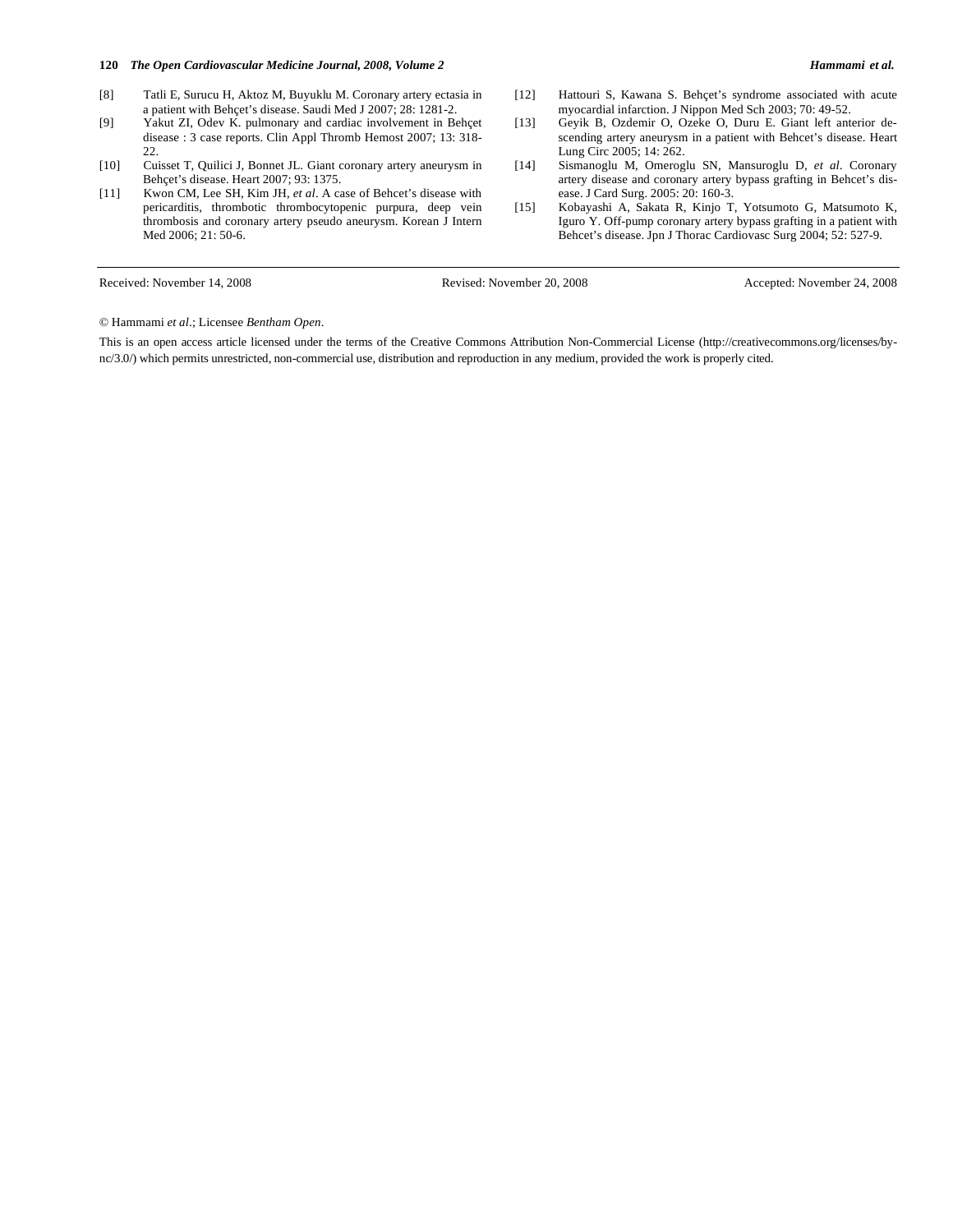[8] Tatli E, Surucu H, Aktoz M, Buyuklu M. Coronary artery ectasia in a patient with Behçet's disease. Saudi Med J 2007; 28: 1281-2.

[9] Yakut ZI, Odev K. pulmonary and cardiac involvement in Behçet disease : 3 case reports. Clin Appl Thromb Hemost 2007; 13: 318-22.

[10] Cuisset T, Quilici J, Bonnet JL. Giant coronary artery aneurysm in Behçet's disease. Heart 2007; 93: 1375.

[11] Kwon CM, Lee SH, Kim JH, *et al*. A case of Behcet's disease with pericarditis, thrombotic thrombocytopenic purpura, deep vein thrombosis and coronary artery pseudo aneurysm. Korean J Intern Med 2006; 21: 50-6.

[12] Hattouri S, Kawana S. Behçet's syndrome associated with acute myocardial infarction. J Nippon Med Sch 2003; 70: 49-52.

[13] Geyik B, Ozdemir O, Ozeke O, Duru E. Giant left anterior descending artery aneurysm in a patient with Behcet's disease. Heart Lung Circ 2005; 14: 262.

[14] Sismanoglu M, Omeroglu SN, Mansuroglu D, *et al*. Coronary artery disease and coronary artery bypass grafting in Behcet's disease. J Card Surg. 2005: 20: 160-3.

[15] Kobayashi A, Sakata R, Kinjo T, Yotsumoto G, Matsumoto K, Iguro Y. Off-pump coronary artery bypass grafting in a patient with Behcet's disease. Jpn J Thorac Cardiovasc Surg 2004; 52: 527-9.

---

Received: November 14, 2008 Revised: November 20, 2008 Accepted: November 24, 2008

© Hammami *et al*.; Licensee *Bentham Open*.

This is an open access article licensed under the terms of the Creative Commons Attribution Non-Commercial License (http://creativecommons.org/licenses/by-nc/3.0/) which permits unrestricted, non-commercial use, distribution and reproduction in any medium, provided the work is properly cited.